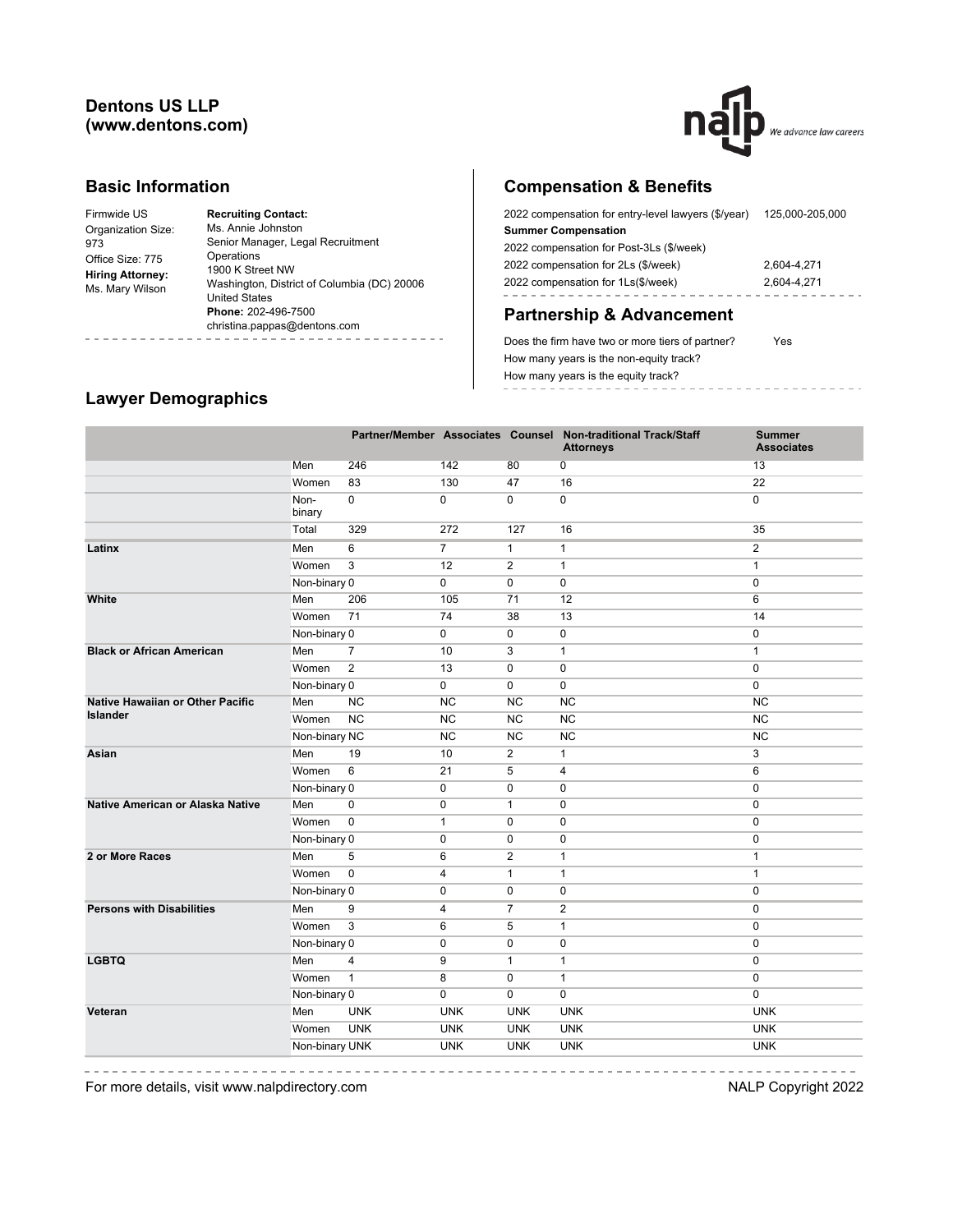# Dentons US LLP (www.dentons.com)

## Basic Information

Firmwide US Organization Size: 973

Office Size: 775

**Hiring Attorney:** Ms. Mary Wilson

**Recruiting Contact:**
Ms. Annie Johnston
Senior Manager, Legal Recruitment Operations
1900 K Street NW
Washington, District of Columbia (DC) 20006
United States
**Phone:** 202-496-7500
christina.pappas@dentons.com

## Compensation & Benefits

| | |
|---|---|
| 2022 compensation for entry-level lawyers ($/year) | 125,000-205,000 |
| **Summer Compensation** | |
| 2022 compensation for Post-3Ls ($/week) | |
| 2022 compensation for 2Ls ($/week) | 2,604-4,271 |
| 2022 compensation for 1Ls($/week) | 2,604-4,271 |

## Partnership & Advancement

| | |
|---|---|
| Does the firm have two or more tiers of partner? | Yes |
| How many years is the non-equity track? | |
| How many years is the equity track? | |

## Lawyer Demographics

| | | Partner/Member | Associates | Counsel | Non-traditional Track/Staff Attorneys | Summer Associates |
|---|---|---|---|---|---|---|
| | Men | 246 | 142 | 80 | 0 | 13 |
| | Women | 83 | 130 | 47 | 16 | 22 |
| | Non-binary | 0 | 0 | 0 | 0 | 0 |
| | Total | 329 | 272 | 127 | 16 | 35 |
| **Latinx** | Men | 6 | 7 | 1 | 1 | 2 |
| | Women | 3 | 12 | 2 | 1 | 1 |
| | Non-binary | 0 | 0 | 0 | 0 | 0 |
| **White** | Men | 206 | 105 | 71 | 12 | 6 |
| | Women | 71 | 74 | 38 | 13 | 14 |
| | Non-binary | 0 | 0 | 0 | 0 | 0 |
| **Black or African American** | Men | 7 | 10 | 3 | 1 | 1 |
| | Women | 2 | 13 | 0 | 0 | 0 |
| | Non-binary | 0 | 0 | 0 | 0 | 0 |
| **Native Hawaiian or Other Pacific Islander** | Men | NC | NC | NC | NC | NC |
| | Women | NC | NC | NC | NC | NC |
| | Non-binary | NC | NC | NC | NC | NC |
| **Asian** | Men | 19 | 10 | 2 | 1 | 3 |
| | Women | 6 | 21 | 5 | 4 | 6 |
| | Non-binary | 0 | 0 | 0 | 0 | 0 |
| **Native American or Alaska Native** | Men | 0 | 0 | 1 | 0 | 0 |
| | Women | 0 | 1 | 0 | 0 | 0 |
| | Non-binary | 0 | 0 | 0 | 0 | 0 |
| **2 or More Races** | Men | 5 | 6 | 2 | 1 | 1 |
| | Women | 0 | 4 | 1 | 1 | 1 |
| | Non-binary | 0 | 0 | 0 | 0 | 0 |
| **Persons with Disabilities** | Men | 9 | 4 | 7 | 2 | 0 |
| | Women | 3 | 6 | 5 | 1 | 0 |
| | Non-binary | 0 | 0 | 0 | 0 | 0 |
| **LGBTQ** | Men | 4 | 9 | 1 | 1 | 0 |
| | Women | 1 | 8 | 0 | 1 | 0 |
| | Non-binary | 0 | 0 | 0 | 0 | 0 |
| **Veteran** | Men | UNK | UNK | UNK | UNK | UNK |
| | Women | UNK | UNK | UNK | UNK | UNK |
| | Non-binary | UNK | UNK | UNK | UNK | UNK |

For more details, visit www.nalpdirectory.com

NALP Copyright 2022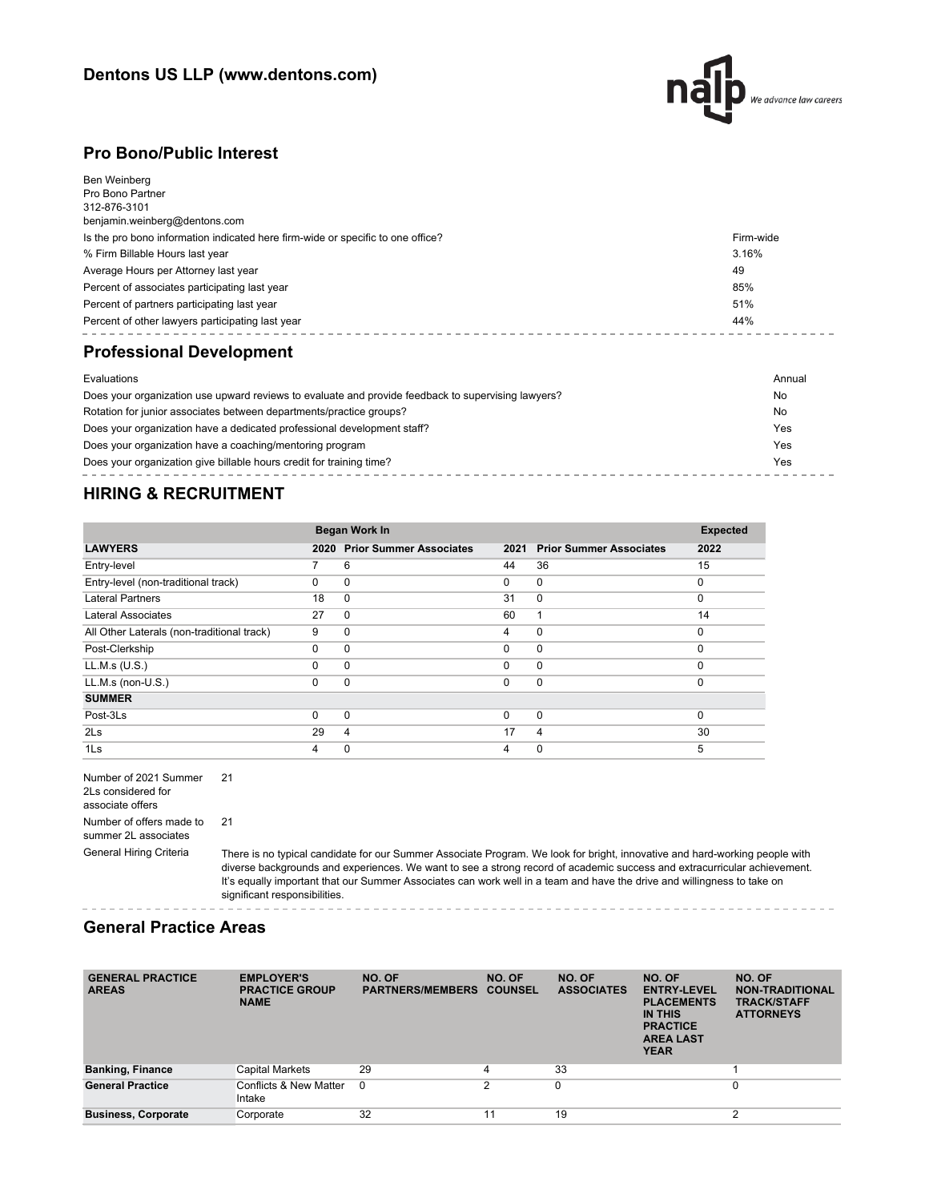## Dentons US LLP (www.dentons.com)

## Pro Bono/Public Interest

Ben Weinberg
Pro Bono Partner
312-876-3101
benjamin.weinberg@dentons.com

| | |
|---|---|
| Is the pro bono information indicated here firm-wide or specific to one office? | Firm-wide |
| % Firm Billable Hours last year | 3.16% |
| Average Hours per Attorney last year | 49 |
| Percent of associates participating last year | 85% |
| Percent of partners participating last year | 51% |
| Percent of other lawyers participating last year | 44% |

## Professional Development

| | |
|---|---|
| Evaluations | Annual |
| Does your organization use upward reviews to evaluate and provide feedback to supervising lawyers? | No |
| Rotation for junior associates between departments/practice groups? | No |
| Does your organization have a dedicated professional development staff? | Yes |
| Does your organization have a coaching/mentoring program | Yes |
| Does your organization give billable hours credit for training time? | Yes |

## HIRING & RECRUITMENT

| | Began Work In | | | | Expected |
|---|---|---|---|---|---|
| **LAWYERS** | **2020** | **Prior Summer Associates** | **2021** | **Prior Summer Associates** | **2022** |
| Entry-level | 7 | 6 | 44 | 36 | 15 |
| Entry-level (non-traditional track) | 0 | 0 | 0 | 0 | 0 |
| Lateral Partners | 18 | 0 | 31 | 0 | 0 |
| Lateral Associates | 27 | 0 | 60 | 1 | 14 |
| All Other Laterals (non-traditional track) | 9 | 0 | 4 | 0 | 0 |
| Post-Clerkship | 0 | 0 | 0 | 0 | 0 |
| LL.M.s (U.S.) | 0 | 0 | 0 | 0 | 0 |
| LL.M.s (non-U.S.) | 0 | 0 | 0 | 0 | 0 |
| **SUMMER** | | | | | |
| Post-3Ls | 0 | 0 | 0 | 0 | 0 |
| 2Ls | 29 | 4 | 17 | 4 | 30 |
| 1Ls | 4 | 0 | 4 | 0 | 5 |

| | |
|---|---|
| Number of 2021 Summer 2Ls considered for associate offers | 21 |
| Number of offers made to summer 2L associates | 21 |
| General Hiring Criteria | There is no typical candidate for our Summer Associate Program. We look for bright, innovative and hard-working people with diverse backgrounds and experiences. We want to see a strong record of academic success and extracurricular achievement. It's equally important that our Summer Associates can work well in a team and have the drive and willingness to take on significant responsibilities. |

## General Practice Areas

| GENERAL PRACTICE AREAS | EMPLOYER'S PRACTICE GROUP NAME | NO. OF PARTNERS/MEMBERS | NO. OF COUNSEL | NO. OF ASSOCIATES | NO. OF ENTRY-LEVEL PLACEMENTS IN THIS PRACTICE AREA LAST YEAR | NO. OF NON-TRADITIONAL TRACK/STAFF ATTORNEYS |
|---|---|---|---|---|---|---|
| **Banking, Finance** | Capital Markets | 29 | 4 | 33 | | 1 |
| **General Practice** | Conflicts & New Matter Intake | 0 | 2 | 0 | | 0 |
| **Business, Corporate** | Corporate | 32 | 11 | 19 | | 2 |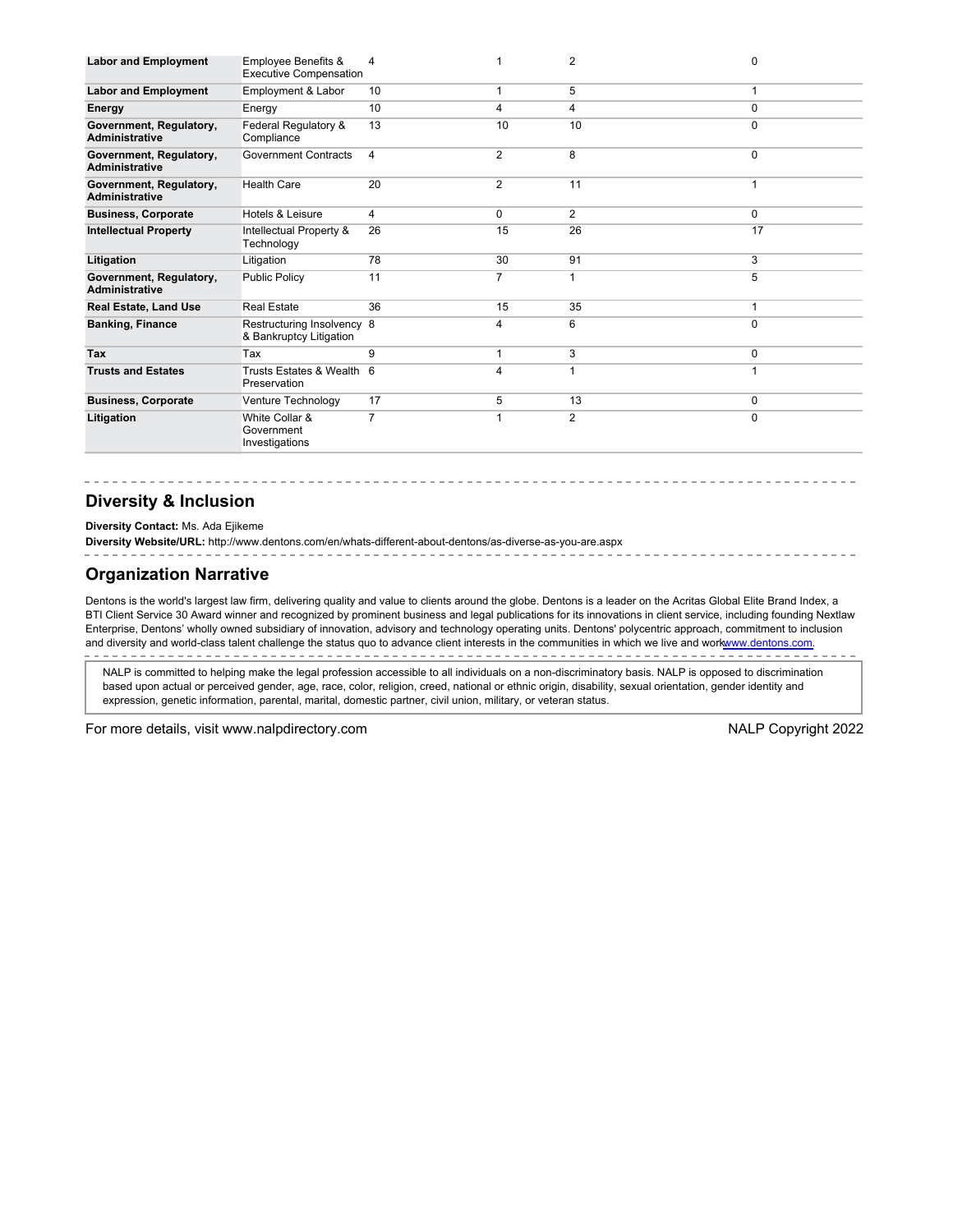| | | | | | |
|---|---|---|---|---|---|
| **Labor and Employment** | Employee Benefits & Executive Compensation | 4 | 1 | 2 | 0 |
| **Labor and Employment** | Employment & Labor | 10 | 1 | 5 | 1 |
| **Energy** | Energy | 10 | 4 | 4 | 0 |
| **Government, Regulatory, Administrative** | Federal Regulatory & Compliance | 13 | 10 | 10 | 0 |
| **Government, Regulatory, Administrative** | Government Contracts | 4 | 2 | 8 | 0 |
| **Government, Regulatory, Administrative** | Health Care | 20 | 2 | 11 | 1 |
| **Business, Corporate** | Hotels & Leisure | 4 | 0 | 2 | 0 |
| **Intellectual Property** | Intellectual Property & Technology | 26 | 15 | 26 | 17 |
| **Litigation** | Litigation | 78 | 30 | 91 | 3 |
| **Government, Regulatory, Administrative** | Public Policy | 11 | 7 | 1 | 5 |
| **Real Estate, Land Use** | Real Estate | 36 | 15 | 35 | 1 |
| **Banking, Finance** | Restructuring Insolvency & Bankruptcy Litigation | 8 | 4 | 6 | 0 |
| **Tax** | Tax | 9 | 1 | 3 | 0 |
| **Trusts and Estates** | Trusts Estates & Wealth Preservation | 6 | 4 | 1 | 1 |
| **Business, Corporate** | Venture Technology | 17 | 5 | 13 | 0 |
| **Litigation** | White Collar & Government Investigations | 7 | 1 | 2 | 0 |

## Diversity & Inclusion

**Diversity Contact:** Ms. Ada Ejikeme

**Diversity Website/URL:** http://www.dentons.com/en/whats-different-about-dentons/as-diverse-as-you-are.aspx

## Organization Narrative

Dentons is the world's largest law firm, delivering quality and value to clients around the globe. Dentons is a leader on the Acritas Global Elite Brand Index, a BTI Client Service 30 Award winner and recognized by prominent business and legal publications for its innovations in client service, including founding Nextlaw Enterprise, Dentons' wholly owned subsidiary of innovation, advisory and technology operating units. Dentons' polycentric approach, commitment to inclusion and diversity and world-class talent challenge the status quo to advance client interests in the communities in which we live and workwww.dentons.com.

NALP is committed to helping make the legal profession accessible to all individuals on a non-discriminatory basis. NALP is opposed to discrimination based upon actual or perceived gender, age, race, color, religion, creed, national or ethnic origin, disability, sexual orientation, gender identity and expression, genetic information, parental, marital, domestic partner, civil union, military, or veteran status.

For more details, visit www.nalpdirectory.com

NALP Copyright 2022